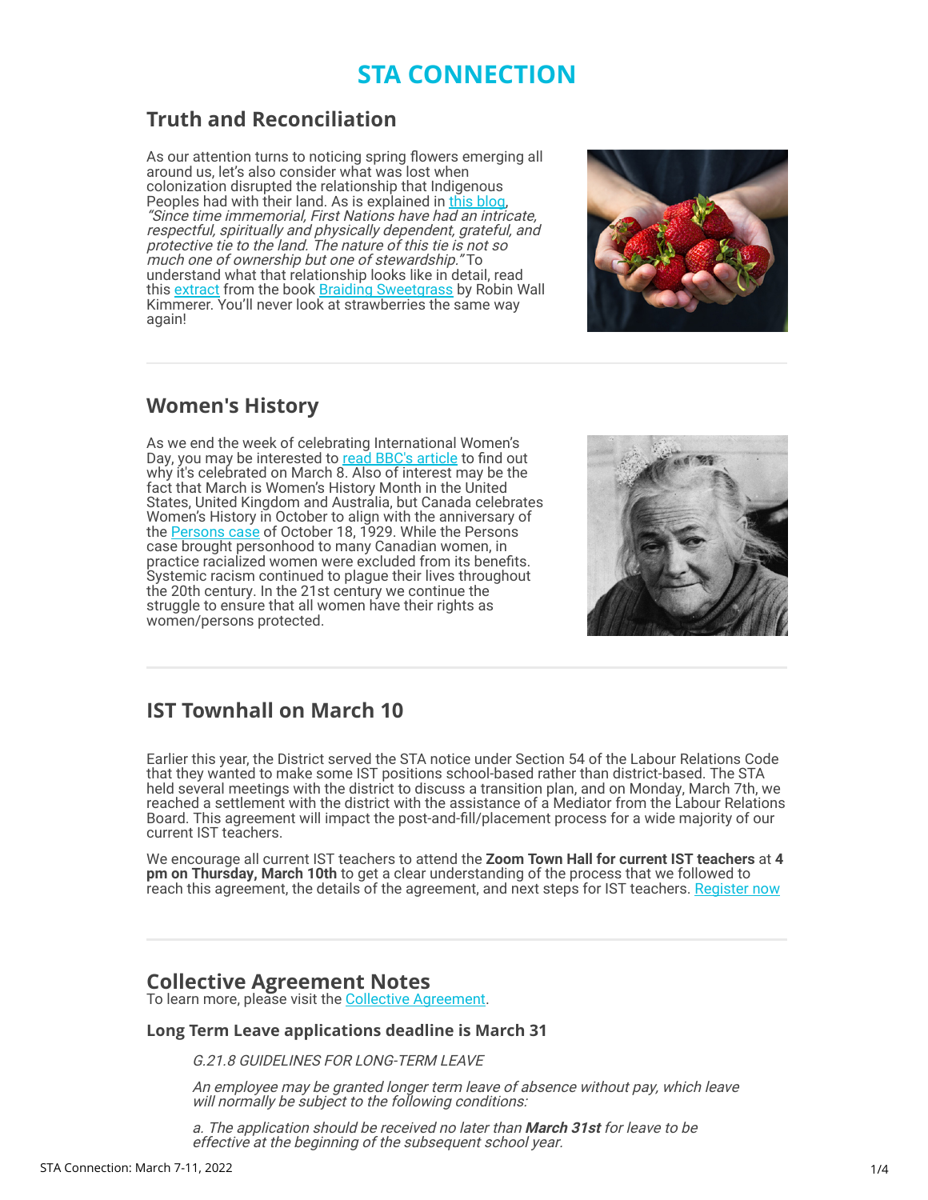# STA CONNECTION

## Truth and Reconciliation

As our attention turns to noticing spring flowers emerging all around us, let's also consider what was lost when colonization disrupted the relationship that Indigenous Peoples had with their land. As is explained in this blog, *"Since time immemorial, First Nations have had an intricate, respectful, spiritually and physically dependent, grateful, and protective tie to the land. The nature of this tie is not so much one of ownership but one of stewardship."* To understand what that relationship looks like in detail, read this extract from the book Braiding Sweetgrass by Robin Wall Kimmerer. You'll never look at strawberries the same way again!

## Women's History

As we end the week of celebrating International Women's Day, you may be interested to read BBC's article to find out why it's celebrated on March 8. Also of interest may be the fact that March is Women's History Month in the United States, United Kingdom and Australia, but Canada celebrates Women's History in October to align with the anniversary of the Persons case of October 18, 1929. While the Persons case brought personhood to many Canadian women, in practice racialized women were excluded from its benefits. Systemic racism continued to plague their lives throughout the 20th century. In the 21st century we continue the struggle to ensure that all women have their rights as women/persons protected.

## IST Townhall on March 10

Earlier this year, the District served the STA notice under Section 54 of the Labour Relations Code that they wanted to make some IST positions school-based rather than district-based. The STA held several meetings with the district to discuss a transition plan, and on Monday, March 7th, we reached a settlement with the district with the assistance of a Mediator from the Labour Relations Board. This agreement will impact the post-and-fill/placement process for a wide majority of our current IST teachers.

We encourage all current IST teachers to attend the **Zoom Town Hall for current IST teachers** at **4 pm on Thursday, March 10th** to get a clear understanding of the process that we followed to reach this agreement, the details of the agreement, and next steps for IST teachers. Register now

## Collective Agreement Notes

To learn more, please visit the Collective Agreement.

### Long Term Leave applications deadline is March 31

> *G.21.8 GUIDELINES FOR LONG-TERM LEAVE*
>
> *An employee may be granted longer term leave of absence without pay, which leave will normally be subject to the following conditions:*
>
> *a. The application should be received no later than **March 31st** for leave to be effective at the beginning of the subsequent school year.*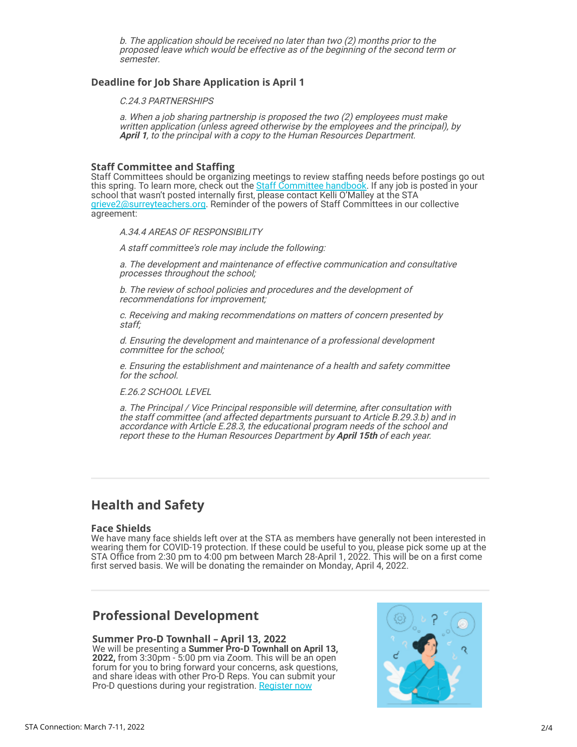*b. The application should be received no later than two (2) months prior to the proposed leave which would be effective as of the beginning of the second term or semester.*

### Deadline for Job Share Application is April 1

*C.24.3 PARTNERSHIPS*

*a. When a job sharing partnership is proposed the two (2) employees must make written application (unless agreed otherwise by the employees and the principal), by **April 1**, to the principal with a copy to the Human Resources Department.*

### Staff Committee and Staffing

Staff Committees should be organizing meetings to review staffing needs before postings go out this spring. To learn more, check out the Staff Committee handbook. If any job is posted in your school that wasn't posted internally first, please contact Kelli O'Malley at the STA grieve2@surreyteachers.org. Reminder of the powers of Staff Committees in our collective agreement:

*A.34.4 AREAS OF RESPONSIBILITY*

*A staff committee's role may include the following:*

*a. The development and maintenance of effective communication and consultative processes throughout the school;*

*b. The review of school policies and procedures and the development of recommendations for improvement;*

*c. Receiving and making recommendations on matters of concern presented by staff;*

*d. Ensuring the development and maintenance of a professional development committee for the school;*

*e. Ensuring the establishment and maintenance of a health and safety committee for the school.*

*E.26.2 SCHOOL LEVEL*

*a. The Principal / Vice Principal responsible will determine, after consultation with the staff committee (and affected departments pursuant to Article B.29.3.b) and in accordance with Article E.28.3, the educational program needs of the school and report these to the Human Resources Department by **April 15th** of each year.*

---

## Health and Safety

### Face Shields

We have many face shields left over at the STA as members have generally not been interested in wearing them for COVID-19 protection. If these could be useful to you, please pick some up at the STA Office from 2:30 pm to 4:00 pm between March 28-April 1, 2022. This will be on a first come first served basis. We will be donating the remainder on Monday, April 4, 2022.

---

## Professional Development

### Summer Pro-D Townhall – April 13, 2022

We will be presenting a **Summer Pro-D Townhall on April 13, 2022,** from 3:30pm - 5:00 pm via Zoom. This will be an open forum for you to bring forward your concerns, ask questions, and share ideas with other Pro-D Reps. You can submit your Pro-D questions during your registration. Register now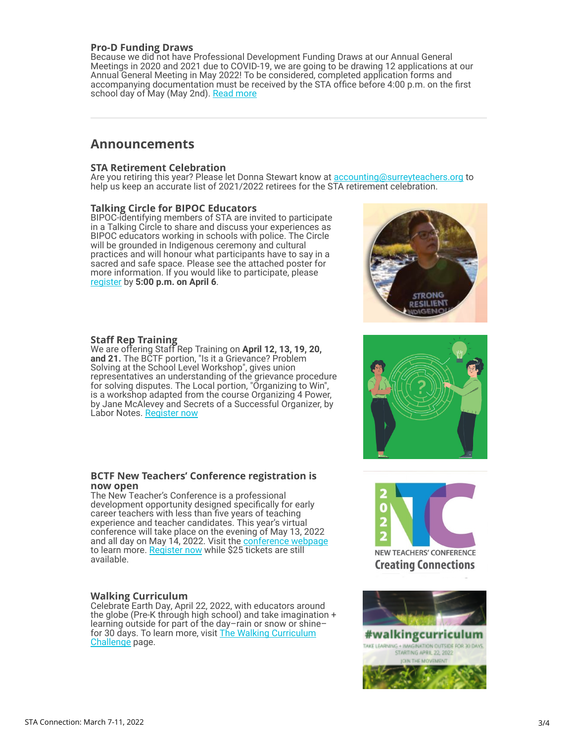### Pro-D Funding Draws

Because we did not have Professional Development Funding Draws at our Annual General Meetings in 2020 and 2021 due to COVID-19, we are going to be drawing 12 applications at our Annual General Meeting in May 2022! To be considered, completed application forms and accompanying documentation must be received by the STA office before 4:00 p.m. on the first school day of May (May 2nd). Read more

---

## Announcements

### STA Retirement Celebration

Are you retiring this year? Please let Donna Stewart know at accounting@surreyteachers.org to help us keep an accurate list of 2021/2022 retirees for the STA retirement celebration.

### Talking Circle for BIPOC Educators

BIPOC-identifying members of STA are invited to participate in a Talking Circle to share and discuss your experiences as BIPOC educators working in schools with police. The Circle will be grounded in Indigenous ceremony and cultural practices and will honour what participants have to say in a sacred and safe space. Please see the attached poster for more information. If you would like to participate, please register by **5:00 p.m. on April 6**.

### Staff Rep Training

We are offering Staff Rep Training on **April 12, 13, 19, 20, and 21.** The BCTF portion, "Is it a Grievance? Problem Solving at the School Level Workshop", gives union representatives an understanding of the grievance procedure for solving disputes. The Local portion, "Organizing to Win", is a workshop adapted from the course Organizing 4 Power, by Jane McAlevey and Secrets of a Successful Organizer, by Labor Notes. Register now

### BCTF New Teachers' Conference registration is now open

The New Teacher's Conference is a professional development opportunity designed specifically for early career teachers with less than five years of teaching experience and teacher candidates. This year's virtual conference will take place on the evening of May 13, 2022 and all day on May 14, 2022. Visit the conference webpage to learn more. Register now while $25 tickets are still available.

### Walking Curriculum

Celebrate Earth Day, April 22, 2022, with educators around the globe (Pre-K through high school) and take imagination + learning outside for part of the day–rain or snow or shine– for 30 days. To learn more, visit The Walking Curriculum Challenge page.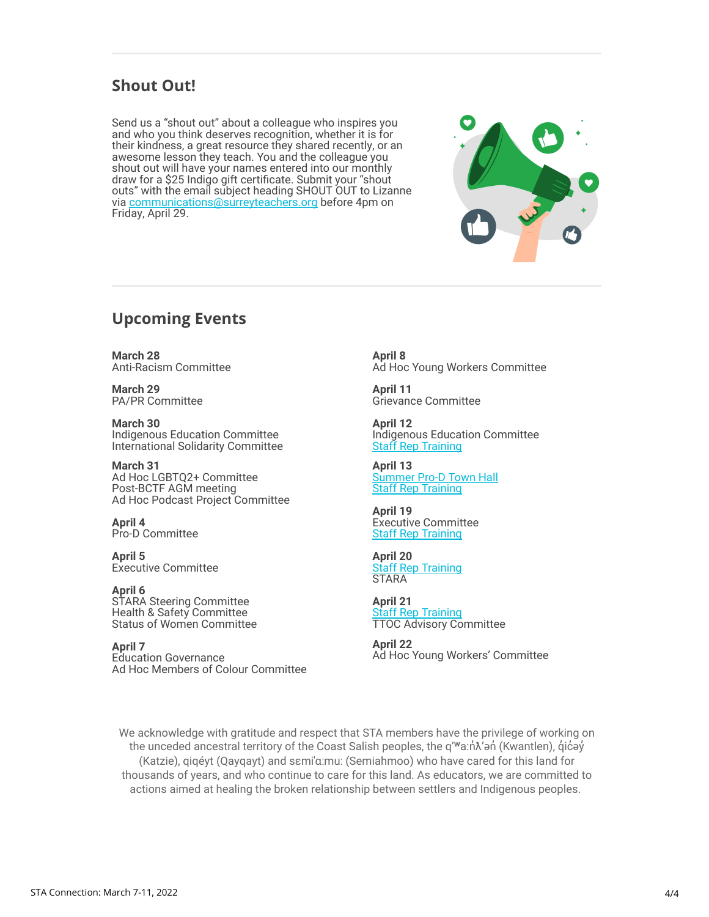## Shout Out!

Send us a "shout out" about a colleague who inspires you and who you think deserves recognition, whether it is for their kindness, a great resource they shared recently, or an awesome lesson they teach. You and the colleague you shout out will have your names entered into our monthly draw for a $25 Indigo gift certificate. Submit your "shout outs" with the email subject heading SHOUT OUT to Lizanne via communications@surreyteachers.org before 4pm on Friday, April 29.

## Upcoming Events

**March 28**
Anti-Racism Committee

**March 29**
PA/PR Committee

**March 30**
Indigenous Education Committee
International Solidarity Committee

**March 31**
Ad Hoc LGBTQ2+ Committee
Post-BCTF AGM meeting
Ad Hoc Podcast Project Committee

**April 4**
Pro-D Committee

**April 5**
Executive Committee

**April 6**
STARA Steering Committee
Health & Safety Committee
Status of Women Committee

**April 7**
Education Governance
Ad Hoc Members of Colour Committee

**April 8**
Ad Hoc Young Workers Committee

**April 11**
Grievance Committee

**April 12**
Indigenous Education Committee
Staff Rep Training

**April 13**
Summer Pro-D Town Hall
Staff Rep Training

**April 19**
Executive Committee
Staff Rep Training

**April 20**
Staff Rep Training
STARA

**April 21**
Staff Rep Training
TTOC Advisory Committee

**April 22**
Ad Hoc Young Workers' Committee

We acknowledge with gratitude and respect that STA members have the privilege of working on the unceded ancestral territory of the Coast Salish peoples, the q'ʷa:n̓ƛ̓'ən̓ (Kwantlen), q̓ic̓əy̓ (Katzie), qiqéyt (Qayqayt) and sɛmi'ɑ:mu: (Semiahmoo) who have cared for this land for thousands of years, and who continue to care for this land. As educators, we are committed to actions aimed at healing the broken relationship between settlers and Indigenous peoples.